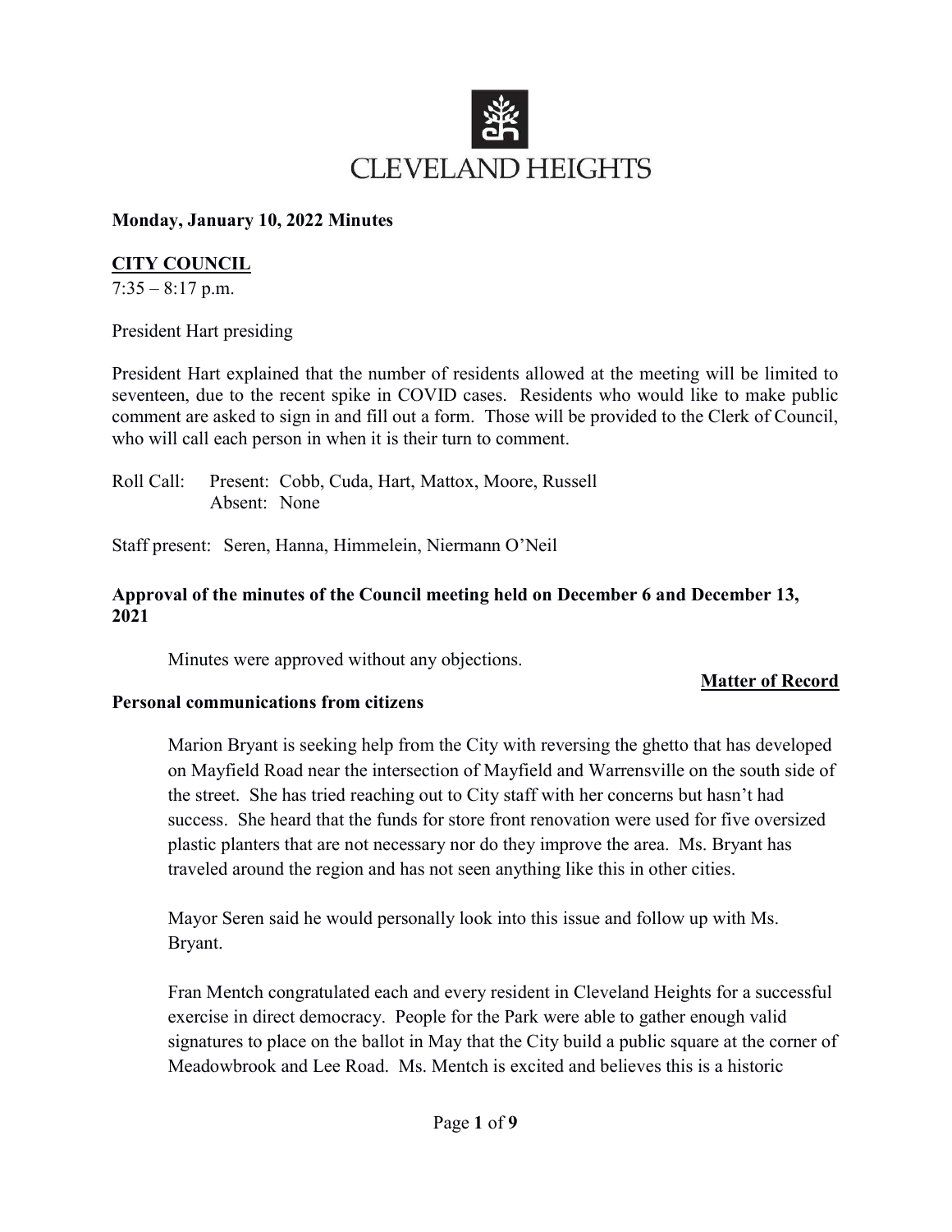# CLEVELAND HEIGHTS

**Monday, January 10, 2022 Minutes**

**CITY COUNCIL**

7:35 – 8:17 p.m.

President Hart presiding

President Hart explained that the number of residents allowed at the meeting will be limited to seventeen, due to the recent spike in COVID cases. Residents who would like to make public comment are asked to sign in and fill out a form. Those will be provided to the Clerk of Council, who will call each person in when it is their turn to comment.

Roll Call: Present: Cobb, Cuda, Hart, Mattox, Moore, Russell
Absent: None

Staff present: Seren, Hanna, Himmelein, Niermann O'Neil

**Approval of the minutes of the Council meeting held on December 6 and December 13, 2021**

Minutes were approved without any objections.

**Matter of Record**

**Personal communications from citizens**

Marion Bryant is seeking help from the City with reversing the ghetto that has developed on Mayfield Road near the intersection of Mayfield and Warrensville on the south side of the street. She has tried reaching out to City staff with her concerns but hasn't had success. She heard that the funds for store front renovation were used for five oversized plastic planters that are not necessary nor do they improve the area. Ms. Bryant has traveled around the region and has not seen anything like this in other cities.

Mayor Seren said he would personally look into this issue and follow up with Ms. Bryant.

Fran Mentch congratulated each and every resident in Cleveland Heights for a successful exercise in direct democracy. People for the Park were able to gather enough valid signatures to place on the ballot in May that the City build a public square at the corner of Meadowbrook and Lee Road. Ms. Mentch is excited and believes this is a historic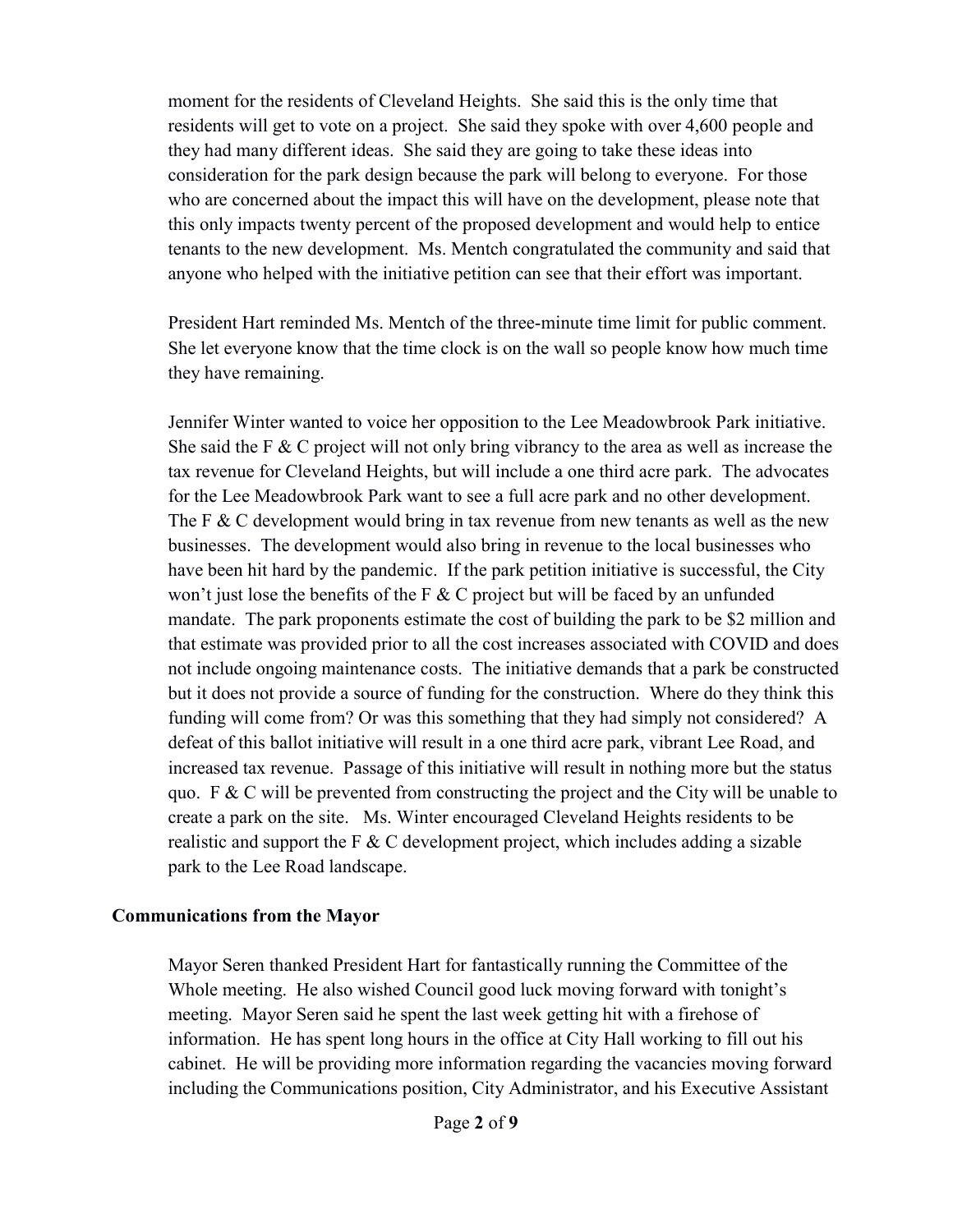moment for the residents of Cleveland Heights. She said this is the only time that residents will get to vote on a project. She said they spoke with over 4,600 people and they had many different ideas. She said they are going to take these ideas into consideration for the park design because the park will belong to everyone. For those who are concerned about the impact this will have on the development, please note that this only impacts twenty percent of the proposed development and would help to entice tenants to the new development. Ms. Mentch congratulated the community and said that anyone who helped with the initiative petition can see that their effort was important.

President Hart reminded Ms. Mentch of the three-minute time limit for public comment. She let everyone know that the time clock is on the wall so people know how much time they have remaining.

Jennifer Winter wanted to voice her opposition to the Lee Meadowbrook Park initiative. She said the F & C project will not only bring vibrancy to the area as well as increase the tax revenue for Cleveland Heights, but will include a one third acre park. The advocates for the Lee Meadowbrook Park want to see a full acre park and no other development. The F & C development would bring in tax revenue from new tenants as well as the new businesses. The development would also bring in revenue to the local businesses who have been hit hard by the pandemic. If the park petition initiative is successful, the City won't just lose the benefits of the F & C project but will be faced by an unfunded mandate. The park proponents estimate the cost of building the park to be $2 million and that estimate was provided prior to all the cost increases associated with COVID and does not include ongoing maintenance costs. The initiative demands that a park be constructed but it does not provide a source of funding for the construction. Where do they think this funding will come from? Or was this something that they had simply not considered? A defeat of this ballot initiative will result in a one third acre park, vibrant Lee Road, and increased tax revenue. Passage of this initiative will result in nothing more but the status quo. F & C will be prevented from constructing the project and the City will be unable to create a park on the site. Ms. Winter encouraged Cleveland Heights residents to be realistic and support the F & C development project, which includes adding a sizable park to the Lee Road landscape.

**Communications from the Mayor**

Mayor Seren thanked President Hart for fantastically running the Committee of the Whole meeting. He also wished Council good luck moving forward with tonight's meeting. Mayor Seren said he spent the last week getting hit with a firehose of information. He has spent long hours in the office at City Hall working to fill out his cabinet. He will be providing more information regarding the vacancies moving forward including the Communications position, City Administrator, and his Executive Assistant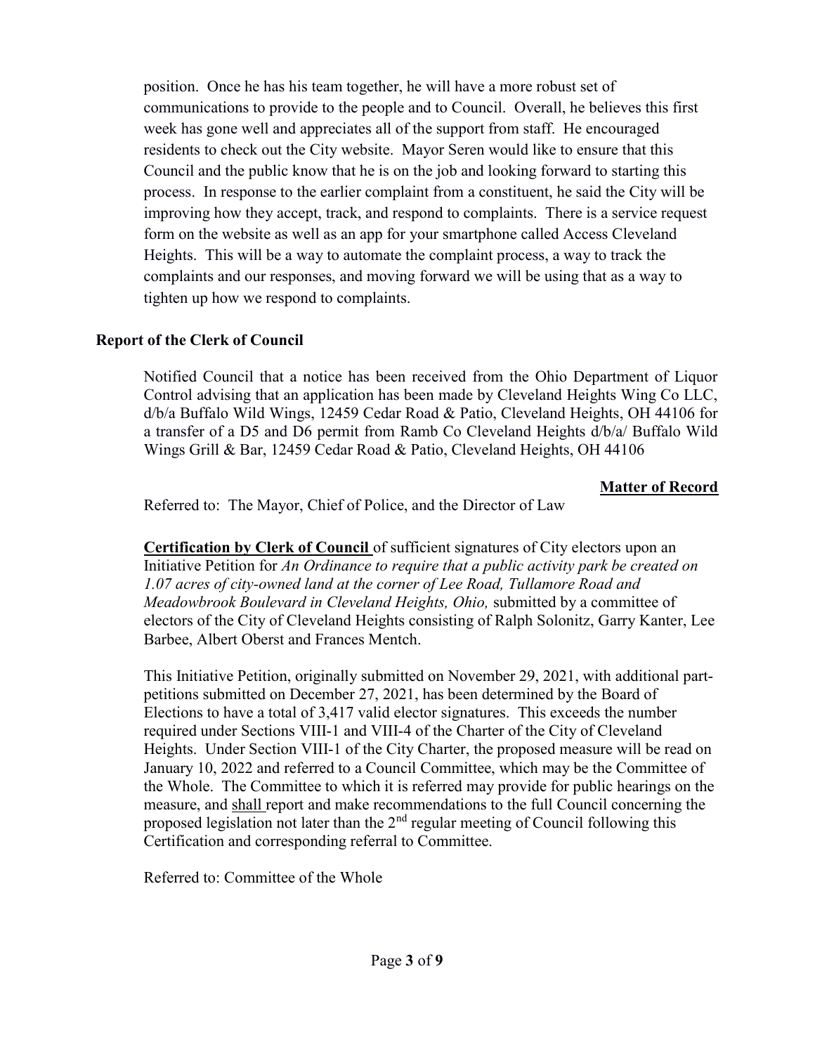position. Once he has his team together, he will have a more robust set of communications to provide to the people and to Council. Overall, he believes this first week has gone well and appreciates all of the support from staff. He encouraged residents to check out the City website. Mayor Seren would like to ensure that this Council and the public know that he is on the job and looking forward to starting this process. In response to the earlier complaint from a constituent, he said the City will be improving how they accept, track, and respond to complaints. There is a service request form on the website as well as an app for your smartphone called Access Cleveland Heights. This will be a way to automate the complaint process, a way to track the complaints and our responses, and moving forward we will be using that as a way to tighten up how we respond to complaints.

**Report of the Clerk of Council**

Notified Council that a notice has been received from the Ohio Department of Liquor Control advising that an application has been made by Cleveland Heights Wing Co LLC, d/b/a Buffalo Wild Wings, 12459 Cedar Road & Patio, Cleveland Heights, OH 44106 for a transfer of a D5 and D6 permit from Ramb Co Cleveland Heights d/b/a/ Buffalo Wild Wings Grill & Bar, 12459 Cedar Road & Patio, Cleveland Heights, OH 44106

**Matter of Record**

Referred to: The Mayor, Chief of Police, and the Director of Law

**Certification by Clerk of Council** of sufficient signatures of City electors upon an Initiative Petition for *An Ordinance to require that a public activity park be created on 1.07 acres of city-owned land at the corner of Lee Road, Tullamore Road and Meadowbrook Boulevard in Cleveland Heights, Ohio,* submitted by a committee of electors of the City of Cleveland Heights consisting of Ralph Solonitz, Garry Kanter, Lee Barbee, Albert Oberst and Frances Mentch.

This Initiative Petition, originally submitted on November 29, 2021, with additional part-petitions submitted on December 27, 2021, has been determined by the Board of Elections to have a total of 3,417 valid elector signatures. This exceeds the number required under Sections VIII-1 and VIII-4 of the Charter of the City of Cleveland Heights. Under Section VIII-1 of the City Charter, the proposed measure will be read on January 10, 2022 and referred to a Council Committee, which may be the Committee of the Whole. The Committee to which it is referred may provide for public hearings on the measure, and shall report and make recommendations to the full Council concerning the proposed legislation not later than the 2nd regular meeting of Council following this Certification and corresponding referral to Committee.

Referred to: Committee of the Whole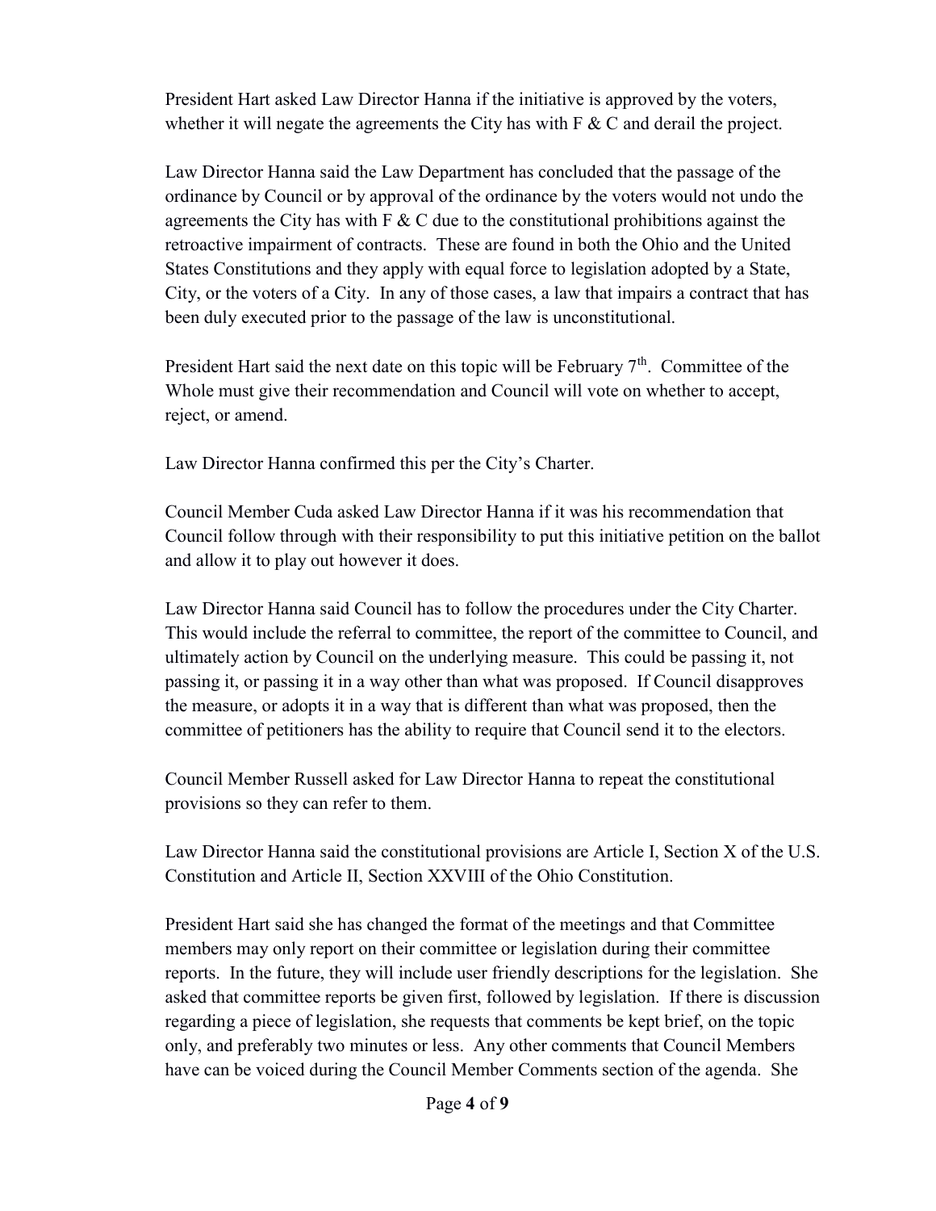President Hart asked Law Director Hanna if the initiative is approved by the voters, whether it will negate the agreements the City has with F & C and derail the project.

Law Director Hanna said the Law Department has concluded that the passage of the ordinance by Council or by approval of the ordinance by the voters would not undo the agreements the City has with F & C due to the constitutional prohibitions against the retroactive impairment of contracts. These are found in both the Ohio and the United States Constitutions and they apply with equal force to legislation adopted by a State, City, or the voters of a City. In any of those cases, a law that impairs a contract that has been duly executed prior to the passage of the law is unconstitutional.

President Hart said the next date on this topic will be February 7th. Committee of the Whole must give their recommendation and Council will vote on whether to accept, reject, or amend.

Law Director Hanna confirmed this per the City's Charter.

Council Member Cuda asked Law Director Hanna if it was his recommendation that Council follow through with their responsibility to put this initiative petition on the ballot and allow it to play out however it does.

Law Director Hanna said Council has to follow the procedures under the City Charter. This would include the referral to committee, the report of the committee to Council, and ultimately action by Council on the underlying measure. This could be passing it, not passing it, or passing it in a way other than what was proposed. If Council disapproves the measure, or adopts it in a way that is different than what was proposed, then the committee of petitioners has the ability to require that Council send it to the electors.

Council Member Russell asked for Law Director Hanna to repeat the constitutional provisions so they can refer to them.

Law Director Hanna said the constitutional provisions are Article I, Section X of the U.S. Constitution and Article II, Section XXVIII of the Ohio Constitution.

President Hart said she has changed the format of the meetings and that Committee members may only report on their committee or legislation during their committee reports. In the future, they will include user friendly descriptions for the legislation. She asked that committee reports be given first, followed by legislation. If there is discussion regarding a piece of legislation, she requests that comments be kept brief, on the topic only, and preferably two minutes or less. Any other comments that Council Members have can be voiced during the Council Member Comments section of the agenda. She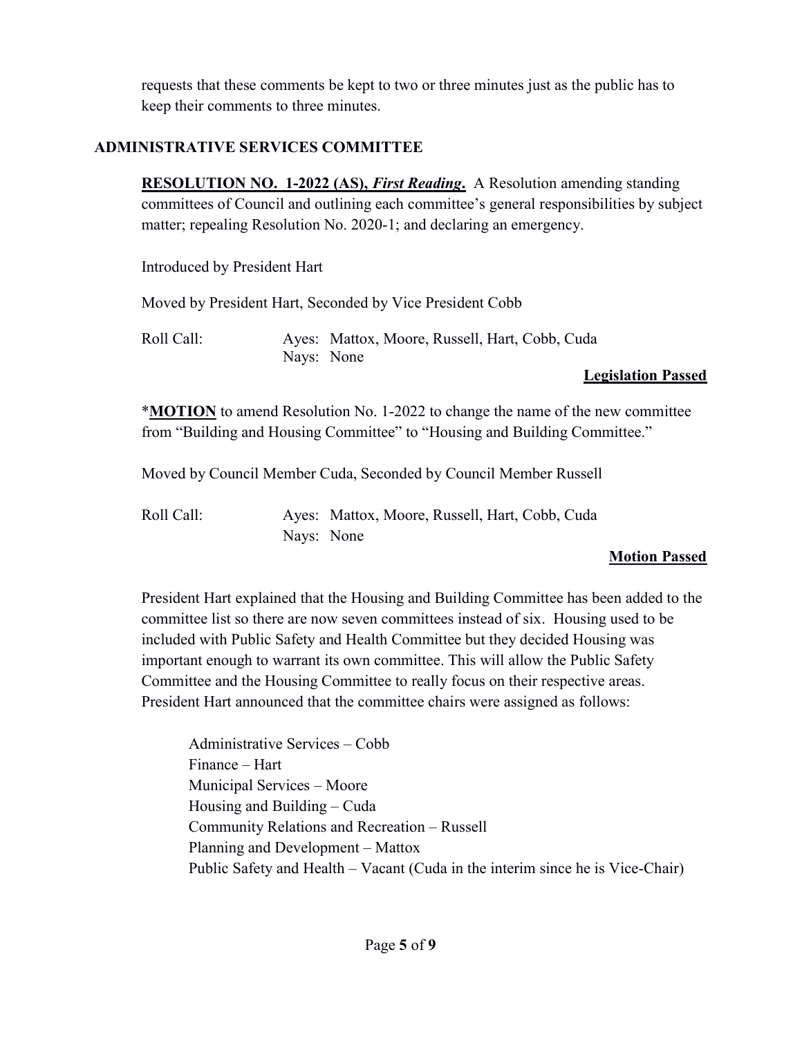requests that these comments be kept to two or three minutes just as the public has to keep their comments to three minutes.

## ADMINISTRATIVE SERVICES COMMITTEE

**RESOLUTION NO. 1-2022 (AS), *First Reading*.** A Resolution amending standing committees of Council and outlining each committee's general responsibilities by subject matter; repealing Resolution No. 2020-1; and declaring an emergency.

Introduced by President Hart

Moved by President Hart, Seconded by Vice President Cobb

Roll Call: Ayes: Mattox, Moore, Russell, Hart, Cobb, Cuda
Nays: None

**Legislation Passed**

***MOTION** to amend Resolution No. 1-2022 to change the name of the new committee from "Building and Housing Committee" to "Housing and Building Committee."

Moved by Council Member Cuda, Seconded by Council Member Russell

Roll Call: Ayes: Mattox, Moore, Russell, Hart, Cobb, Cuda
Nays: None

**Motion Passed**

President Hart explained that the Housing and Building Committee has been added to the committee list so there are now seven committees instead of six. Housing used to be included with Public Safety and Health Committee but they decided Housing was important enough to warrant its own committee. This will allow the Public Safety Committee and the Housing Committee to really focus on their respective areas. President Hart announced that the committee chairs were assigned as follows:

Administrative Services – Cobb
Finance – Hart
Municipal Services – Moore
Housing and Building – Cuda
Community Relations and Recreation – Russell
Planning and Development – Mattox
Public Safety and Health – Vacant (Cuda in the interim since he is Vice-Chair)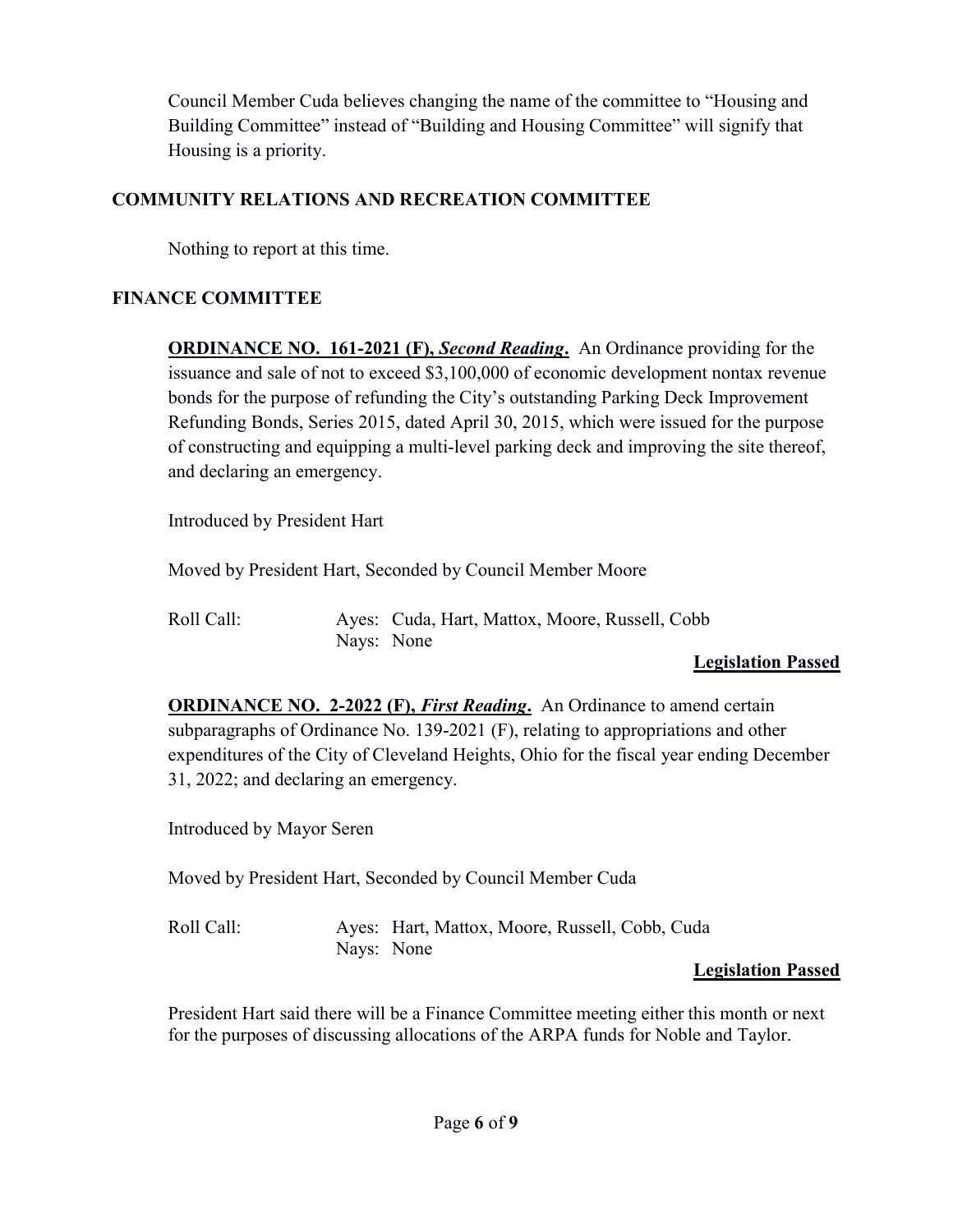Council Member Cuda believes changing the name of the committee to "Housing and Building Committee" instead of "Building and Housing Committee" will signify that Housing is a priority.

## COMMUNITY RELATIONS AND RECREATION COMMITTEE

Nothing to report at this time.

## FINANCE COMMITTEE

**ORDINANCE NO. 161-2021 (F),** ***Second Reading*****.** An Ordinance providing for the issuance and sale of not to exceed $3,100,000 of economic development nontax revenue bonds for the purpose of refunding the City's outstanding Parking Deck Improvement Refunding Bonds, Series 2015, dated April 30, 2015, which were issued for the purpose of constructing and equipping a multi-level parking deck and improving the site thereof, and declaring an emergency.

Introduced by President Hart

Moved by President Hart, Seconded by Council Member Moore

Roll Call: Ayes: Cuda, Hart, Mattox, Moore, Russell, Cobb
Nays: None

**Legislation Passed**

**ORDINANCE NO. 2-2022 (F),** ***First Reading*****.** An Ordinance to amend certain subparagraphs of Ordinance No. 139-2021 (F), relating to appropriations and other expenditures of the City of Cleveland Heights, Ohio for the fiscal year ending December 31, 2022; and declaring an emergency.

Introduced by Mayor Seren

Moved by President Hart, Seconded by Council Member Cuda

Roll Call: Ayes: Hart, Mattox, Moore, Russell, Cobb, Cuda
Nays: None

**Legislation Passed**

President Hart said there will be a Finance Committee meeting either this month or next for the purposes of discussing allocations of the ARPA funds for Noble and Taylor.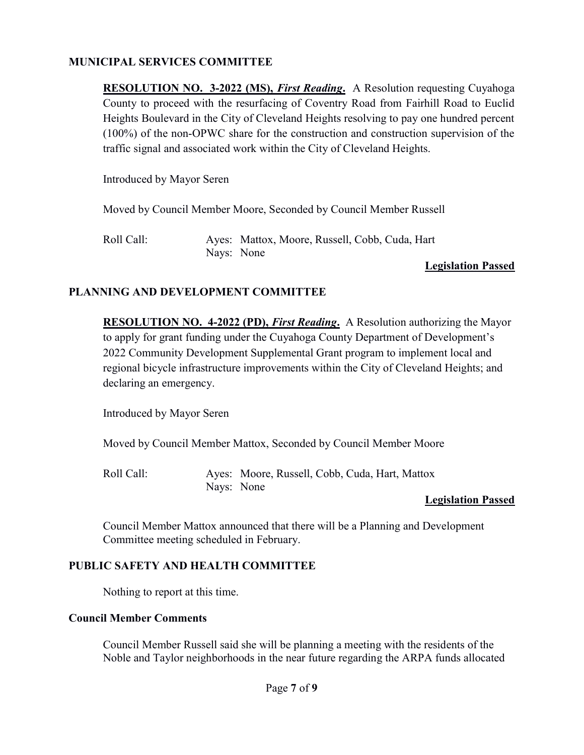## MUNICIPAL SERVICES COMMITTEE

**RESOLUTION NO. 3-2022 (MS),** ***First Reading*****.** A Resolution requesting Cuyahoga County to proceed with the resurfacing of Coventry Road from Fairhill Road to Euclid Heights Boulevard in the City of Cleveland Heights resolving to pay one hundred percent (100%) of the non-OPWC share for the construction and construction supervision of the traffic signal and associated work within the City of Cleveland Heights.

Introduced by Mayor Seren

Moved by Council Member Moore, Seconded by Council Member Russell

Roll Call: Ayes: Mattox, Moore, Russell, Cobb, Cuda, Hart
Nays: None

**Legislation Passed**

## PLANNING AND DEVELOPMENT COMMITTEE

**RESOLUTION NO. 4-2022 (PD),** ***First Reading*****.** A Resolution authorizing the Mayor to apply for grant funding under the Cuyahoga County Department of Development's 2022 Community Development Supplemental Grant program to implement local and regional bicycle infrastructure improvements within the City of Cleveland Heights; and declaring an emergency.

Introduced by Mayor Seren

Moved by Council Member Mattox, Seconded by Council Member Moore

Roll Call: Ayes: Moore, Russell, Cobb, Cuda, Hart, Mattox
Nays: None

**Legislation Passed**

Council Member Mattox announced that there will be a Planning and Development Committee meeting scheduled in February.

## PUBLIC SAFETY AND HEALTH COMMITTEE

Nothing to report at this time.

### Council Member Comments

Council Member Russell said she will be planning a meeting with the residents of the Noble and Taylor neighborhoods in the near future regarding the ARPA funds allocated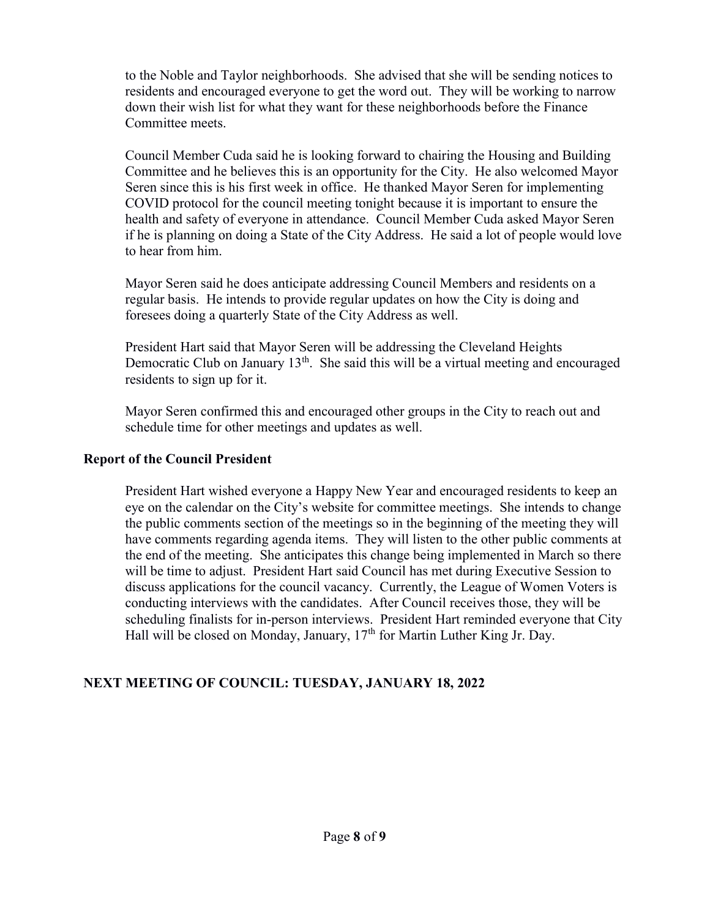to the Noble and Taylor neighborhoods. She advised that she will be sending notices to residents and encouraged everyone to get the word out. They will be working to narrow down their wish list for what they want for these neighborhoods before the Finance Committee meets.

Council Member Cuda said he is looking forward to chairing the Housing and Building Committee and he believes this is an opportunity for the City. He also welcomed Mayor Seren since this is his first week in office. He thanked Mayor Seren for implementing COVID protocol for the council meeting tonight because it is important to ensure the health and safety of everyone in attendance. Council Member Cuda asked Mayor Seren if he is planning on doing a State of the City Address. He said a lot of people would love to hear from him.

Mayor Seren said he does anticipate addressing Council Members and residents on a regular basis. He intends to provide regular updates on how the City is doing and foresees doing a quarterly State of the City Address as well.

President Hart said that Mayor Seren will be addressing the Cleveland Heights Democratic Club on January 13th. She said this will be a virtual meeting and encouraged residents to sign up for it.

Mayor Seren confirmed this and encouraged other groups in the City to reach out and schedule time for other meetings and updates as well.

**Report of the Council President**

President Hart wished everyone a Happy New Year and encouraged residents to keep an eye on the calendar on the City's website for committee meetings. She intends to change the public comments section of the meetings so in the beginning of the meeting they will have comments regarding agenda items. They will listen to the other public comments at the end of the meeting. She anticipates this change being implemented in March so there will be time to adjust. President Hart said Council has met during Executive Session to discuss applications for the council vacancy. Currently, the League of Women Voters is conducting interviews with the candidates. After Council receives those, they will be scheduling finalists for in-person interviews. President Hart reminded everyone that City Hall will be closed on Monday, January, 17th for Martin Luther King Jr. Day.

**NEXT MEETING OF COUNCIL: TUESDAY, JANUARY 18, 2022**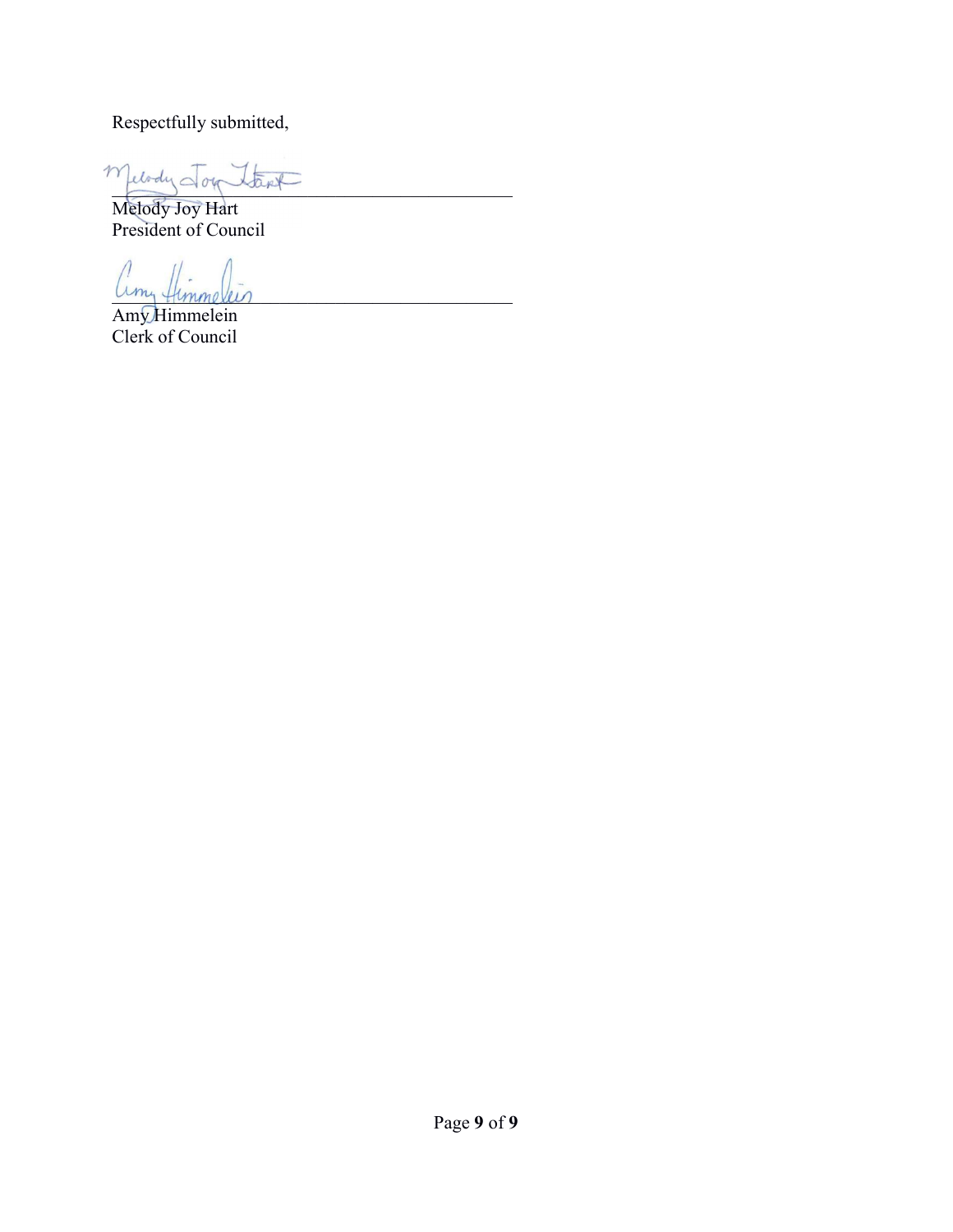Respectfully submitted,

\_\_\_\_\_\_\_\_\_\_\_\_\_\_\_\_\_\_\_\_\_\_\_\_\_\_\_\_\_\_\_\_\_\_\_\_\_\_\_\_\_\_\_\_

Melody Joy Hart
President of Council

\_\_\_\_\_\_\_\_\_\_\_\_\_\_\_\_\_\_\_\_\_\_\_\_\_\_\_\_\_\_\_\_\_\_\_\_\_\_\_\_\_\_\_\_

Amy Himmelein
Clerk of Council